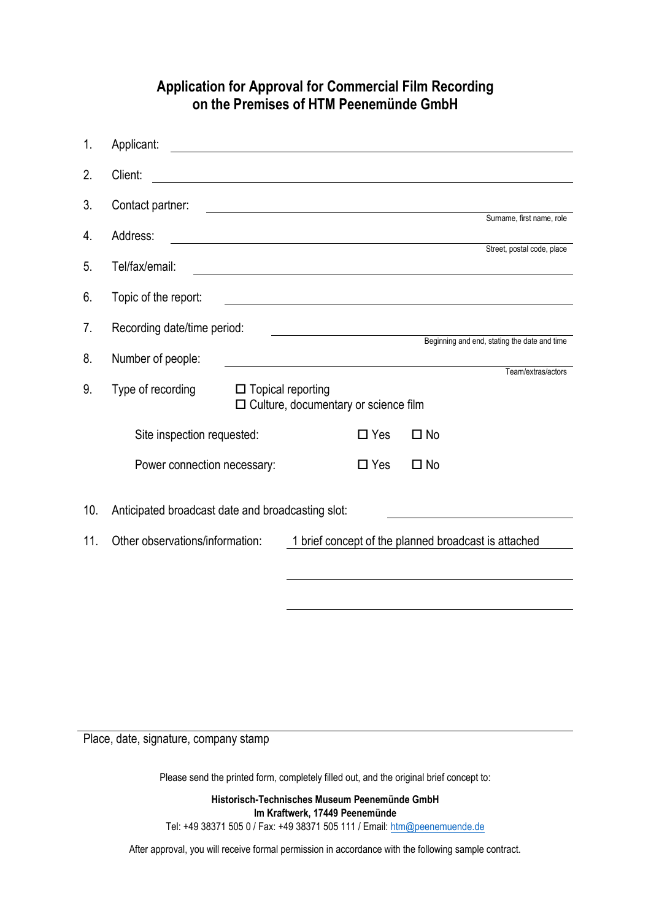# Application for Approval for Commercial Film Recording on the Premises of HTM Peenemünde GmbH

1. Applicant: \_\_\_\_\_\_\_\_\_\_\_\_\_\_\_\_\_\_\_\_\_\_\_\_\_\_\_\_\_\_

2. Client: \_\_\_\_\_\_\_\_\_\_\_\_\_\_\_\_\_\_\_\_\_\_\_\_\_\_\_\_\_\_

3. Contact partner: \_\_\_\_\_\_\_\_\_\_\_\_\_\_\_\_\_\_\_\_\_\_\_\_\_\_\_\_\_\_
   Surname, first name, role

4. Address: \_\_\_\_\_\_\_\_\_\_\_\_\_\_\_\_\_\_\_\_\_\_\_\_\_\_\_\_\_\_
   Street, postal code, place

5. Tel/fax/email: \_\_\_\_\_\_\_\_\_\_\_\_\_\_\_\_\_\_\_\_\_\_\_\_\_\_\_\_\_\_

6. Topic of the report: \_\_\_\_\_\_\_\_\_\_\_\_\_\_\_\_\_\_\_\_\_\_\_\_\_\_\_\_\_\_

7. Recording date/time period: \_\_\_\_\_\_\_\_\_\_\_\_\_\_\_\_\_\_\_\_\_\_\_\_\_\_\_\_\_\_
   Beginning and end, stating the date and time

8. Number of people: \_\_\_\_\_\_\_\_\_\_\_\_\_\_\_\_\_\_\_\_\_\_\_\_\_\_\_\_\_\_
   Team/extras/actors

9. Type of recording
   - ☐ Topical reporting
   - ☐ Culture, documentary or science film

   Site inspection requested: ☐ Yes ☐ No

   Power connection necessary: ☐ Yes ☐ No

10. Anticipated broadcast date and broadcasting slot: \_\_\_\_\_\_\_\_\_\_\_\_\_\_\_\_\_\_\_\_

11. Other observations/information: 1 brief concept of the planned broadcast is attached

\_\_\_\_\_\_\_\_\_\_\_\_\_\_\_\_\_\_\_\_\_\_\_\_\_\_\_\_\_\_

Place, date, signature, company stamp

Please send the printed form, completely filled out, and the original brief concept to:

**Historisch-Technisches Museum Peenemünde GmbH**
**Im Kraftwerk, 17449 Peenemünde**
Tel: +49 38371 505 0 / Fax: +49 38371 505 111 / Email: htm@peenemuende.de

After approval, you will receive formal permission in accordance with the following sample contract.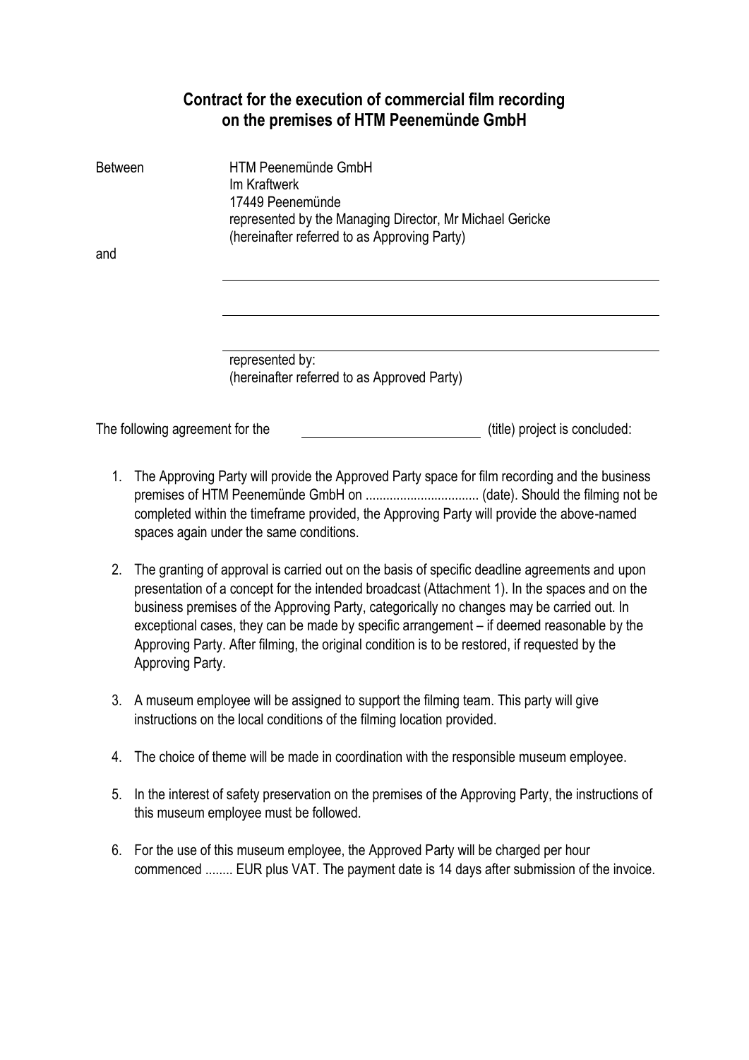## Contract for the execution of commercial film recording on the premises of HTM Peenemünde GmbH

Between HTM Peenemünde GmbH  
Im Kraftwerk  
17449 Peenemünde  
represented by the Managing Director, Mr Michael Gericke  
(hereinafter referred to as Approving Party)

and

\_\_\_\_\_\_\_\_\_\_\_\_\_\_\_\_\_\_\_\_\_\_\_\_\_\_\_\_\_\_\_\_\_\_\_\_\_\_\_\_

\_\_\_\_\_\_\_\_\_\_\_\_\_\_\_\_\_\_\_\_\_\_\_\_\_\_\_\_\_\_\_\_\_\_\_\_\_\_\_\_

\_\_\_\_\_\_\_\_\_\_\_\_\_\_\_\_\_\_\_\_\_\_\_\_\_\_\_\_\_\_\_\_\_\_\_\_\_\_\_\_

represented by:  
(hereinafter referred to as Approved Party)

The following agreement for the \_\_\_\_\_\_\_\_\_\_\_\_\_\_\_\_\_\_\_\_\_\_\_\_ (title) project is concluded:

1. The Approving Party will provide the Approved Party space for film recording and the business premises of HTM Peenemünde GmbH on ................................ (date). Should the filming not be completed within the timeframe provided, the Approving Party will provide the above-named spaces again under the same conditions.

2. The granting of approval is carried out on the basis of specific deadline agreements and upon presentation of a concept for the intended broadcast (Attachment 1). In the spaces and on the business premises of the Approving Party, categorically no changes may be carried out. In exceptional cases, they can be made by specific arrangement – if deemed reasonable by the Approving Party. After filming, the original condition is to be restored, if requested by the Approving Party.

3. A museum employee will be assigned to support the filming team. This party will give instructions on the local conditions of the filming location provided.

4. The choice of theme will be made in coordination with the responsible museum employee.

5. In the interest of safety preservation on the premises of the Approving Party, the instructions of this museum employee must be followed.

6. For the use of this museum employee, the Approved Party will be charged per hour commenced ........ EUR plus VAT. The payment date is 14 days after submission of the invoice.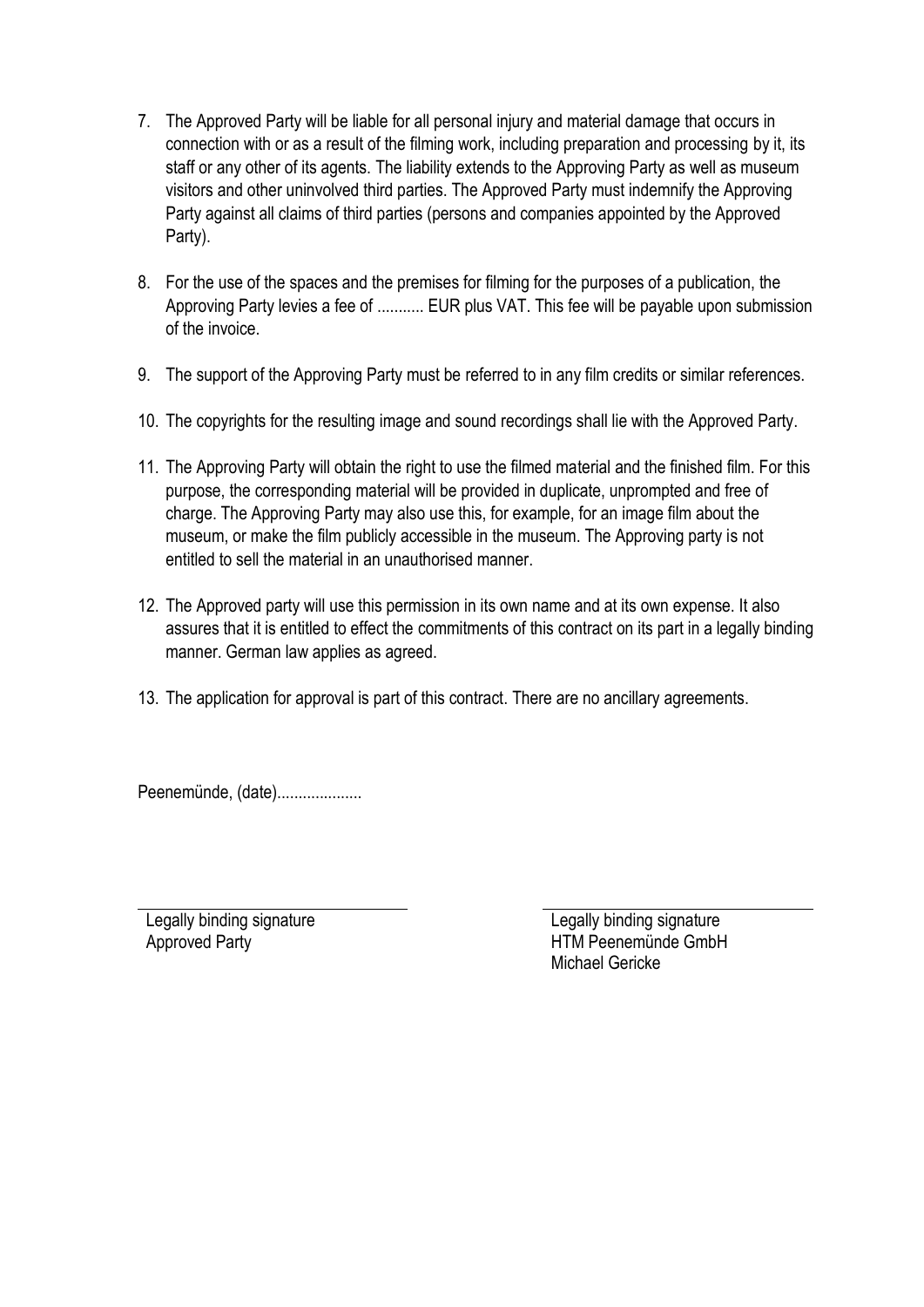7. The Approved Party will be liable for all personal injury and material damage that occurs in connection with or as a result of the filming work, including preparation and processing by it, its staff or any other of its agents. The liability extends to the Approving Party as well as museum visitors and other uninvolved third parties. The Approved Party must indemnify the Approving Party against all claims of third parties (persons and companies appointed by the Approved Party).

8. For the use of the spaces and the premises for filming for the purposes of a publication, the Approving Party levies a fee of ........... EUR plus VAT. This fee will be payable upon submission of the invoice.

9. The support of the Approving Party must be referred to in any film credits or similar references.

10. The copyrights for the resulting image and sound recordings shall lie with the Approved Party.

11. The Approving Party will obtain the right to use the filmed material and the finished film. For this purpose, the corresponding material will be provided in duplicate, unprompted and free of charge. The Approving Party may also use this, for example, for an image film about the museum, or make the film publicly accessible in the museum. The Approving party is not entitled to sell the material in an unauthorised manner.

12. The Approved party will use this permission in its own name and at its own expense. It also assures that it is entitled to effect the commitments of this contract on its part in a legally binding manner. German law applies as agreed.

13. The application for approval is part of this contract. There are no ancillary agreements.

Peenemünde, (date)....................

Legally binding signature
Approved Party

Legally binding signature
HTM Peenemünde GmbH
Michael Gericke